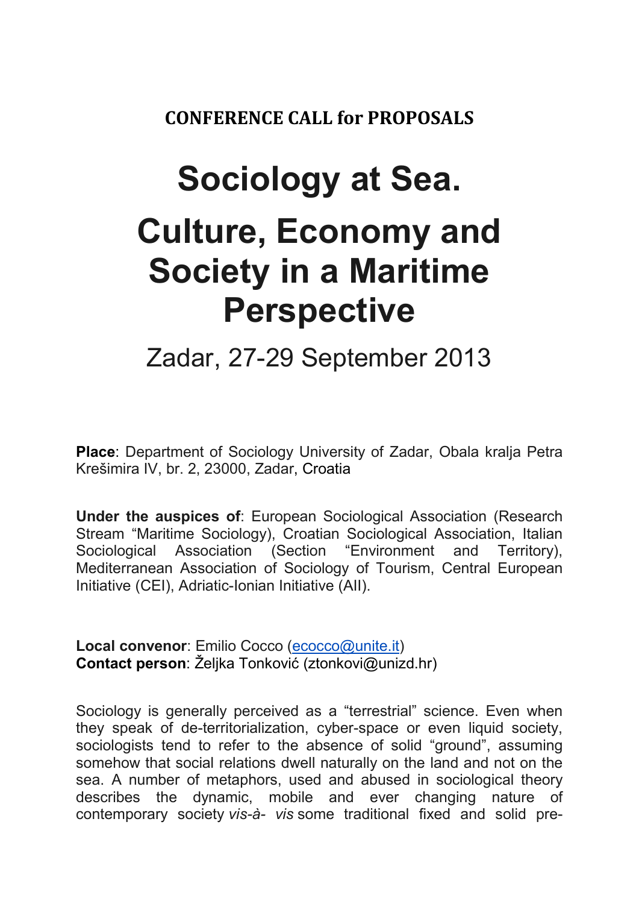**CONFERENCE CALL for PROPOSALS**

# Sociology at Sea.

# Culture, Economy and Society in a Maritime Perspective

## Zadar, 27-29 September 2013

**Place**: Department of Sociology University of Zadar, Obala kralja Petra Krešimira IV, br. 2, 23000, Zadar, Croatia

**Under the auspices of**: European Sociological Association (Research Stream "Maritime Sociology), Croatian Sociological Association, Italian Sociological Association (Section "Environment and Territory), Mediterranean Association of Sociology of Tourism, Central European Initiative (CEI), Adriatic-Ionian Initiative (AII).

**Local convenor**: Emilio Cocco (ecocco@unite.it)
**Contact person**: Željka Tonković (ztonkovi@unizd.hr)

Sociology is generally perceived as a "terrestrial" science. Even when they speak of de-territorialization, cyber-space or even liquid society, sociologists tend to refer to the absence of solid "ground", assuming somehow that social relations dwell naturally on the land and not on the sea. A number of metaphors, used and abused in sociological theory describes the dynamic, mobile and ever changing nature of contemporary society *vis-à- vis* some traditional fixed and solid pre-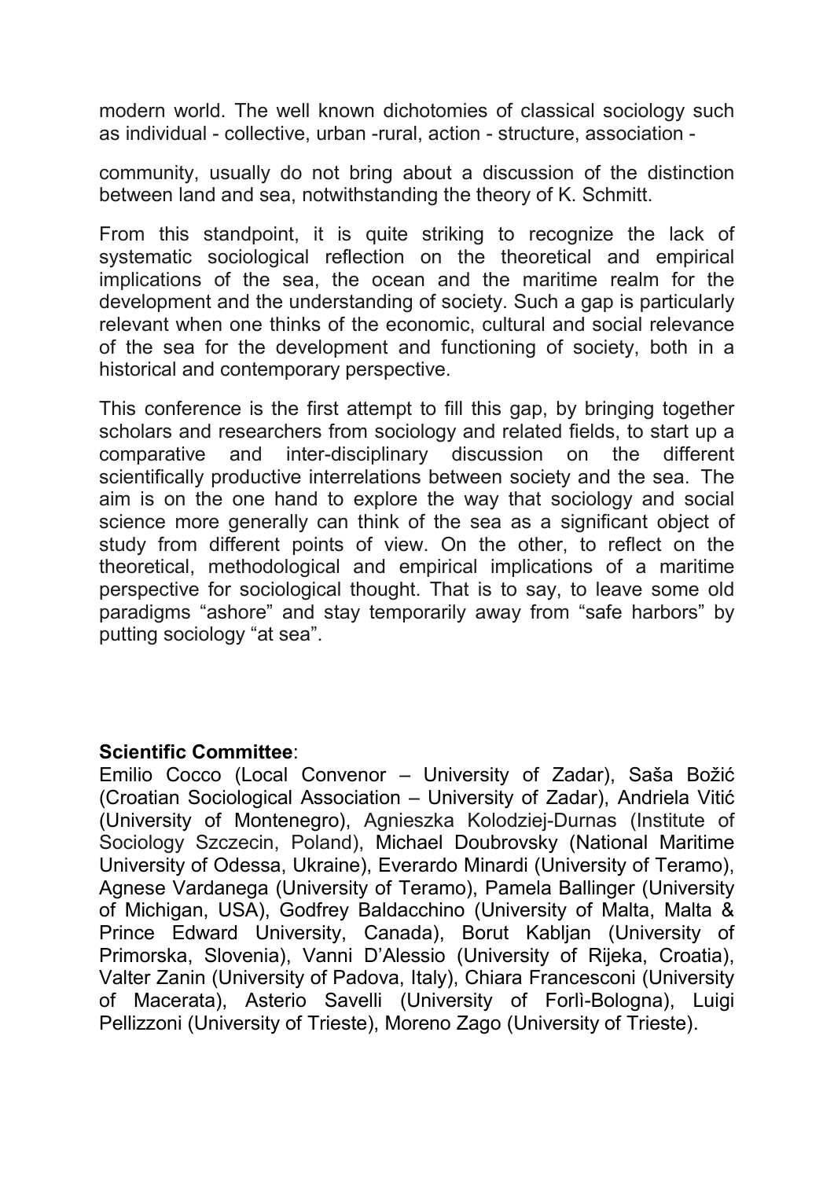modern world. The well known dichotomies of classical sociology such as individual - collective, urban -rural, action - structure, association -

community, usually do not bring about a discussion of the distinction between land and sea, notwithstanding the theory of K. Schmitt.

From this standpoint, it is quite striking to recognize the lack of systematic sociological reflection on the theoretical and empirical implications of the sea, the ocean and the maritime realm for the development and the understanding of society. Such a gap is particularly relevant when one thinks of the economic, cultural and social relevance of the sea for the development and functioning of society, both in a historical and contemporary perspective.

This conference is the first attempt to fill this gap, by bringing together scholars and researchers from sociology and related fields, to start up a comparative and inter-disciplinary discussion on the different scientifically productive interrelations between society and the sea. The aim is on the one hand to explore the way that sociology and social science more generally can think of the sea as a significant object of study from different points of view. On the other, to reflect on the theoretical, methodological and empirical implications of a maritime perspective for sociological thought. That is to say, to leave some old paradigms "ashore" and stay temporarily away from "safe harbors" by putting sociology "at sea".

**Scientific Committee**:
Emilio Cocco (Local Convenor – University of Zadar), Saša Božić (Croatian Sociological Association – University of Zadar), Andriela Vitić (University of Montenegro), Agnieszka Kolodziej-Durnas (Institute of Sociology Szczecin, Poland), Michael Doubrovsky (National Maritime University of Odessa, Ukraine), Everardo Minardi (University of Teramo), Agnese Vardanega (University of Teramo), Pamela Ballinger (University of Michigan, USA), Godfrey Baldacchino (University of Malta, Malta & Prince Edward University, Canada), Borut Kabljan (University of Primorska, Slovenia), Vanni D'Alessio (University of Rijeka, Croatia), Valter Zanin (University of Padova, Italy), Chiara Francesconi (University of Macerata), Asterio Savelli (University of Forlì-Bologna), Luigi Pellizzoni (University of Trieste), Moreno Zago (University of Trieste).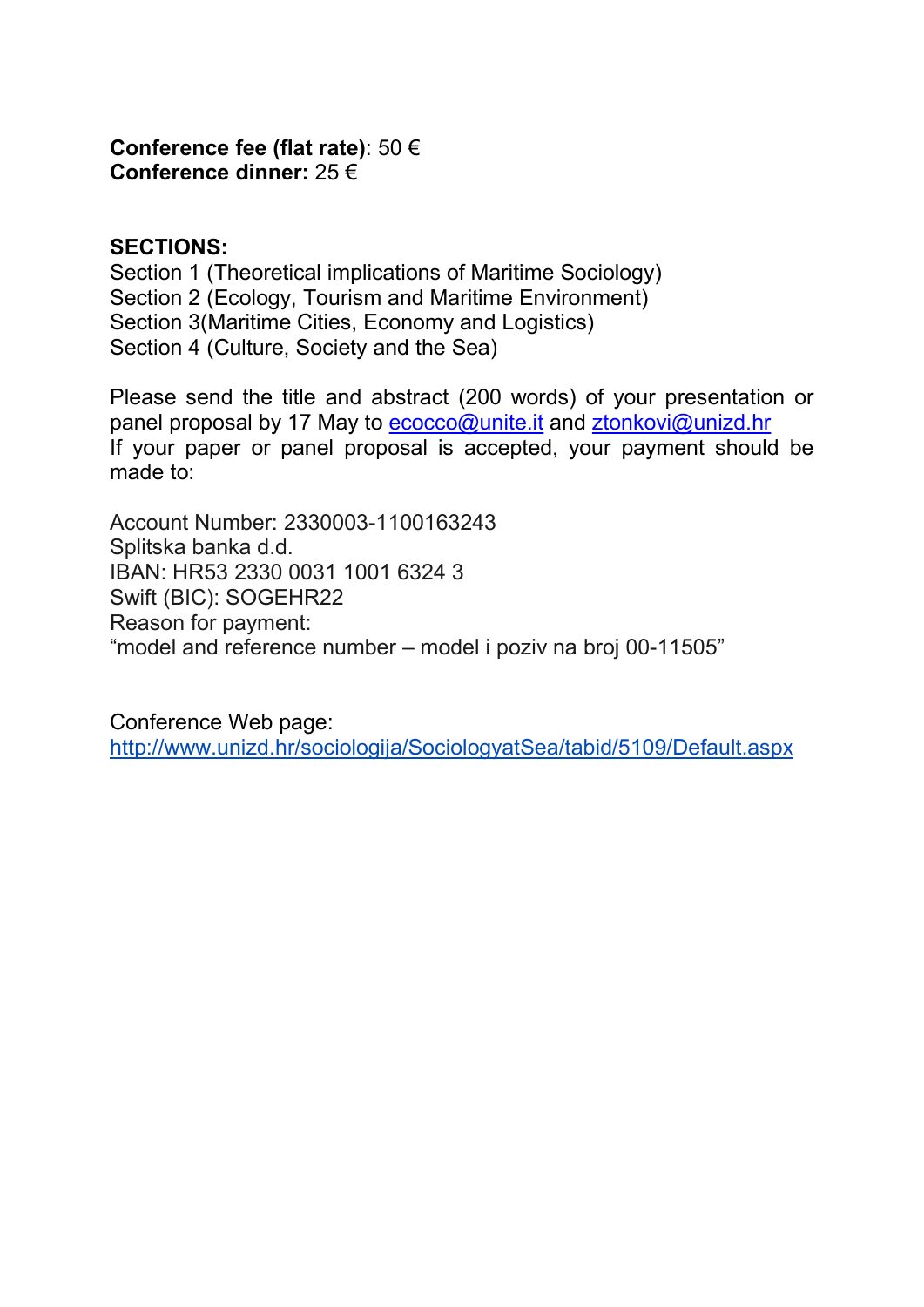**Conference fee (flat rate)**: 50 €
**Conference dinner:** 25 €

**SECTIONS:**
Section 1 (Theoretical implications of Maritime Sociology)
Section 2 (Ecology, Tourism and Maritime Environment)
Section 3(Maritime Cities, Economy and Logistics)
Section 4 (Culture, Society and the Sea)

Please send the title and abstract (200 words) of your presentation or panel proposal by 17 May to ecocco@unite.it and ztonkovi@unizd.hr
If your paper or panel proposal is accepted, your payment should be made to:

Account Number: 2330003-1100163243
Splitska banka d.d.
IBAN: HR53 2330 0031 1001 6324 3
Swift (BIC): SOGEHR22
Reason for payment:
"model and reference number – model i poziv na broj 00-11505"

Conference Web page:
http://www.unizd.hr/sociologija/SociologyatSea/tabid/5109/Default.aspx